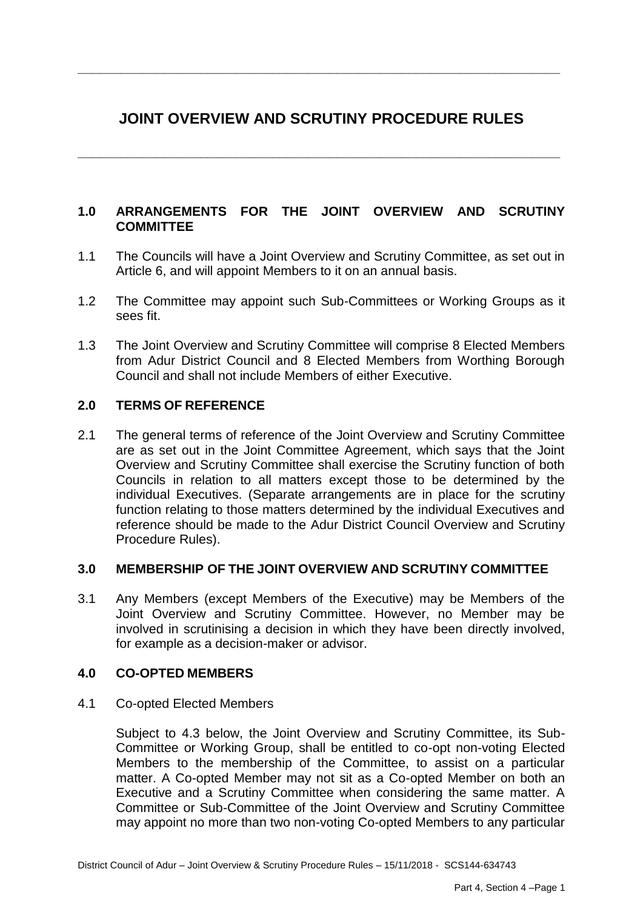# JOINT OVERVIEW AND SCRUTINY PROCEDURE RULES

## 1.0 ARRANGEMENTS FOR THE JOINT OVERVIEW AND SCRUTINY COMMITTEE

1.1 The Councils will have a Joint Overview and Scrutiny Committee, as set out in Article 6, and will appoint Members to it on an annual basis.

1.2 The Committee may appoint such Sub-Committees or Working Groups as it sees fit.

1.3 The Joint Overview and Scrutiny Committee will comprise 8 Elected Members from Adur District Council and 8 Elected Members from Worthing Borough Council and shall not include Members of either Executive.

## 2.0 TERMS OF REFERENCE

2.1 The general terms of reference of the Joint Overview and Scrutiny Committee are as set out in the Joint Committee Agreement, which says that the Joint Overview and Scrutiny Committee shall exercise the Scrutiny function of both Councils in relation to all matters except those to be determined by the individual Executives. (Separate arrangements are in place for the scrutiny function relating to those matters determined by the individual Executives and reference should be made to the Adur District Council Overview and Scrutiny Procedure Rules).

## 3.0 MEMBERSHIP OF THE JOINT OVERVIEW AND SCRUTINY COMMITTEE

3.1 Any Members (except Members of the Executive) may be Members of the Joint Overview and Scrutiny Committee. However, no Member may be involved in scrutinising a decision in which they have been directly involved, for example as a decision-maker or advisor.

## 4.0 CO-OPTED MEMBERS

4.1 Co-opted Elected Members

Subject to 4.3 below, the Joint Overview and Scrutiny Committee, its Sub-Committee or Working Group, shall be entitled to co-opt non-voting Elected Members to the membership of the Committee, to assist on a particular matter. A Co-opted Member may not sit as a Co-opted Member on both an Executive and a Scrutiny Committee when considering the same matter. A Committee or Sub-Committee of the Joint Overview and Scrutiny Committee may appoint no more than two non-voting Co-opted Members to any particular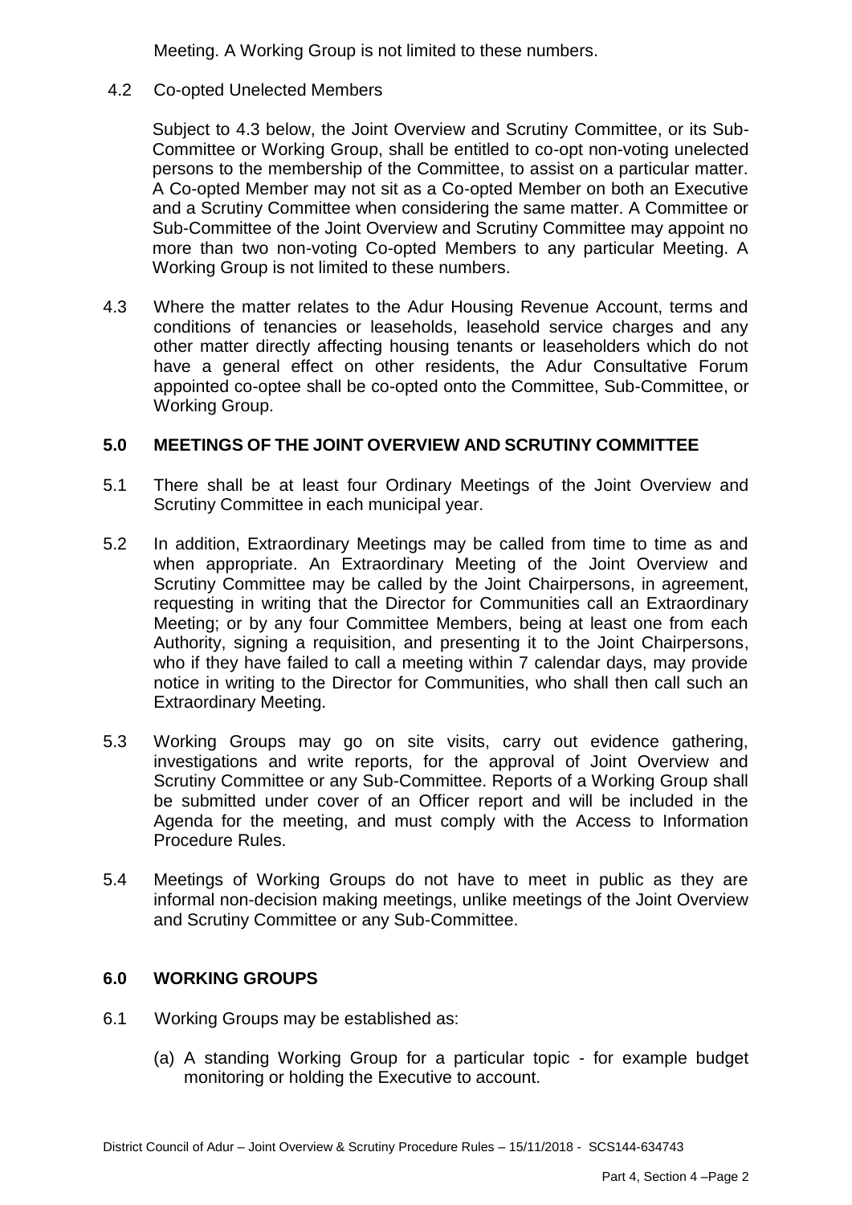Meeting. A Working Group is not limited to these numbers.

4.2 Co-opted Unelected Members

Subject to 4.3 below, the Joint Overview and Scrutiny Committee, or its Sub-Committee or Working Group, shall be entitled to co-opt non-voting unelected persons to the membership of the Committee, to assist on a particular matter. A Co-opted Member may not sit as a Co-opted Member on both an Executive and a Scrutiny Committee when considering the same matter. A Committee or Sub-Committee of the Joint Overview and Scrutiny Committee may appoint no more than two non-voting Co-opted Members to any particular Meeting. A Working Group is not limited to these numbers.

4.3 Where the matter relates to the Adur Housing Revenue Account, terms and conditions of tenancies or leaseholds, leasehold service charges and any other matter directly affecting housing tenants or leaseholders which do not have a general effect on other residents, the Adur Consultative Forum appointed co-optee shall be co-opted onto the Committee, Sub-Committee, or Working Group.

## 5.0 MEETINGS OF THE JOINT OVERVIEW AND SCRUTINY COMMITTEE

5.1 There shall be at least four Ordinary Meetings of the Joint Overview and Scrutiny Committee in each municipal year.

5.2 In addition, Extraordinary Meetings may be called from time to time as and when appropriate. An Extraordinary Meeting of the Joint Overview and Scrutiny Committee may be called by the Joint Chairpersons, in agreement, requesting in writing that the Director for Communities call an Extraordinary Meeting; or by any four Committee Members, being at least one from each Authority, signing a requisition, and presenting it to the Joint Chairpersons, who if they have failed to call a meeting within 7 calendar days, may provide notice in writing to the Director for Communities, who shall then call such an Extraordinary Meeting.

5.3 Working Groups may go on site visits, carry out evidence gathering, investigations and write reports, for the approval of Joint Overview and Scrutiny Committee or any Sub-Committee. Reports of a Working Group shall be submitted under cover of an Officer report and will be included in the Agenda for the meeting, and must comply with the Access to Information Procedure Rules.

5.4 Meetings of Working Groups do not have to meet in public as they are informal non-decision making meetings, unlike meetings of the Joint Overview and Scrutiny Committee or any Sub-Committee.

## 6.0 WORKING GROUPS

6.1 Working Groups may be established as:

(a) A standing Working Group for a particular topic - for example budget monitoring or holding the Executive to account.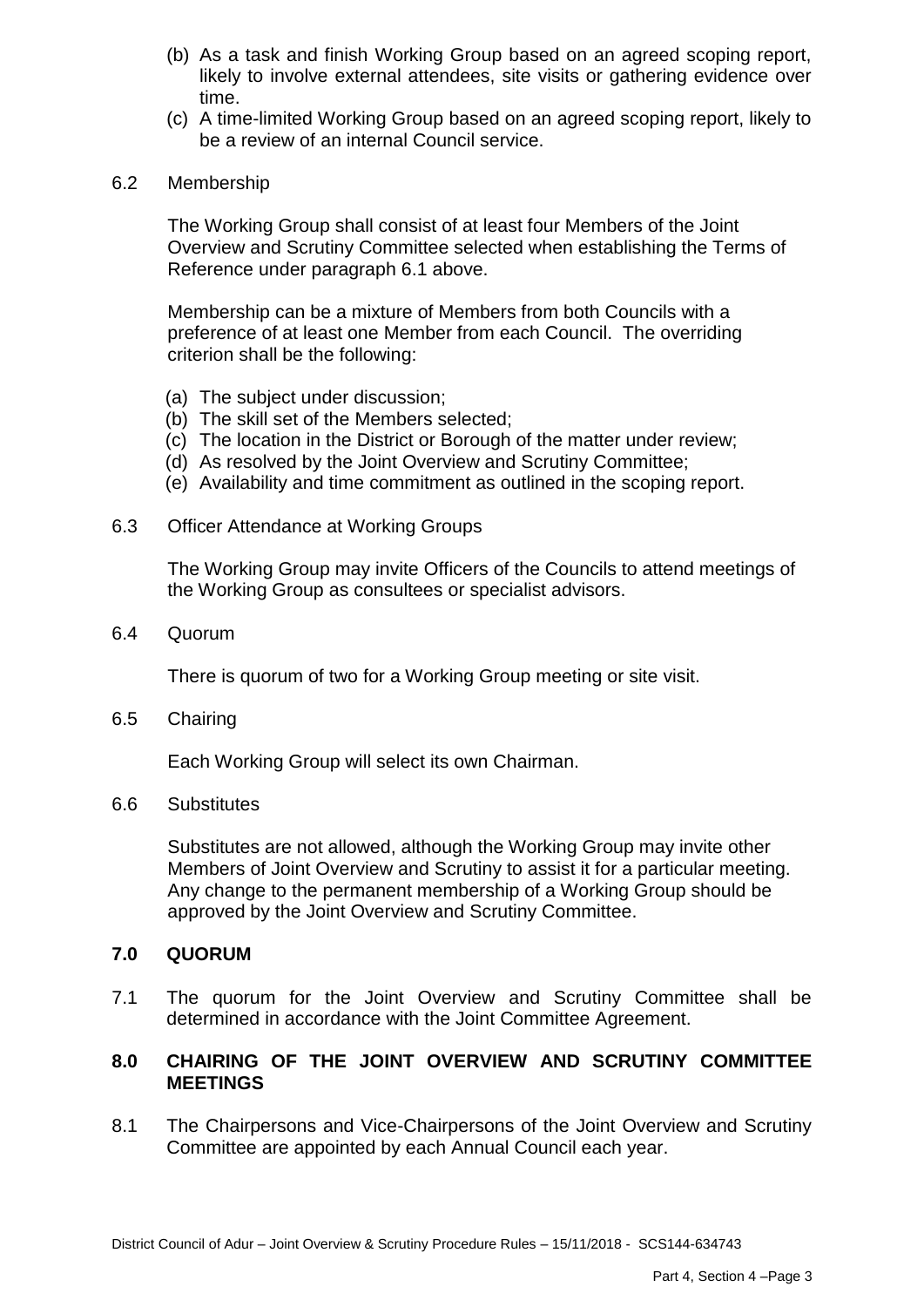(b) As a task and finish Working Group based on an agreed scoping report, likely to involve external attendees, site visits or gathering evidence over time.

(c) A time-limited Working Group based on an agreed scoping report, likely to be a review of an internal Council service.

6.2 Membership

The Working Group shall consist of at least four Members of the Joint Overview and Scrutiny Committee selected when establishing the Terms of Reference under paragraph 6.1 above.

Membership can be a mixture of Members from both Councils with a preference of at least one Member from each Council. The overriding criterion shall be the following:

(a) The subject under discussion;
(b) The skill set of the Members selected;
(c) The location in the District or Borough of the matter under review;
(d) As resolved by the Joint Overview and Scrutiny Committee;
(e) Availability and time commitment as outlined in the scoping report.

6.3 Officer Attendance at Working Groups

The Working Group may invite Officers of the Councils to attend meetings of the Working Group as consultees or specialist advisors.

6.4 Quorum

There is quorum of two for a Working Group meeting or site visit.

6.5 Chairing

Each Working Group will select its own Chairman.

6.6 Substitutes

Substitutes are not allowed, although the Working Group may invite other Members of Joint Overview and Scrutiny to assist it for a particular meeting. Any change to the permanent membership of a Working Group should be approved by the Joint Overview and Scrutiny Committee.

## 7.0 QUORUM

7.1 The quorum for the Joint Overview and Scrutiny Committee shall be determined in accordance with the Joint Committee Agreement.

## 8.0 CHAIRING OF THE JOINT OVERVIEW AND SCRUTINY COMMITTEE MEETINGS

8.1 The Chairpersons and Vice-Chairpersons of the Joint Overview and Scrutiny Committee are appointed by each Annual Council each year.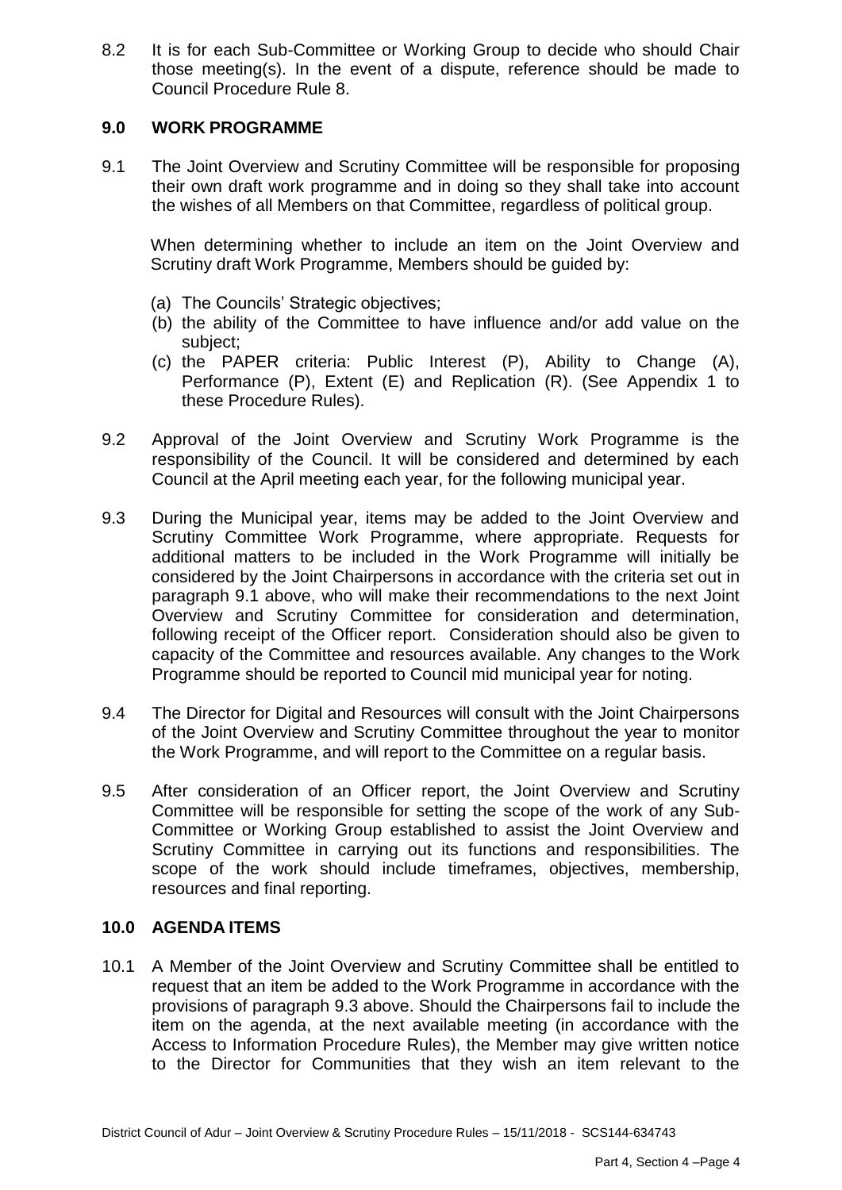8.2 It is for each Sub-Committee or Working Group to decide who should Chair those meeting(s). In the event of a dispute, reference should be made to Council Procedure Rule 8.

## 9.0 WORK PROGRAMME

9.1 The Joint Overview and Scrutiny Committee will be responsible for proposing their own draft work programme and in doing so they shall take into account the wishes of all Members on that Committee, regardless of political group.

When determining whether to include an item on the Joint Overview and Scrutiny draft Work Programme, Members should be guided by:

(a) The Councils' Strategic objectives;
(b) the ability of the Committee to have influence and/or add value on the subject;
(c) the PAPER criteria: Public Interest (P), Ability to Change (A), Performance (P), Extent (E) and Replication (R). (See Appendix 1 to these Procedure Rules).

9.2 Approval of the Joint Overview and Scrutiny Work Programme is the responsibility of the Council. It will be considered and determined by each Council at the April meeting each year, for the following municipal year.

9.3 During the Municipal year, items may be added to the Joint Overview and Scrutiny Committee Work Programme, where appropriate. Requests for additional matters to be included in the Work Programme will initially be considered by the Joint Chairpersons in accordance with the criteria set out in paragraph 9.1 above, who will make their recommendations to the next Joint Overview and Scrutiny Committee for consideration and determination, following receipt of the Officer report. Consideration should also be given to capacity of the Committee and resources available. Any changes to the Work Programme should be reported to Council mid municipal year for noting.

9.4 The Director for Digital and Resources will consult with the Joint Chairpersons of the Joint Overview and Scrutiny Committee throughout the year to monitor the Work Programme, and will report to the Committee on a regular basis.

9.5 After consideration of an Officer report, the Joint Overview and Scrutiny Committee will be responsible for setting the scope of the work of any Sub-Committee or Working Group established to assist the Joint Overview and Scrutiny Committee in carrying out its functions and responsibilities. The scope of the work should include timeframes, objectives, membership, resources and final reporting.

## 10.0 AGENDA ITEMS

10.1 A Member of the Joint Overview and Scrutiny Committee shall be entitled to request that an item be added to the Work Programme in accordance with the provisions of paragraph 9.3 above. Should the Chairpersons fail to include the item on the agenda, at the next available meeting (in accordance with the Access to Information Procedure Rules), the Member may give written notice to the Director for Communities that they wish an item relevant to the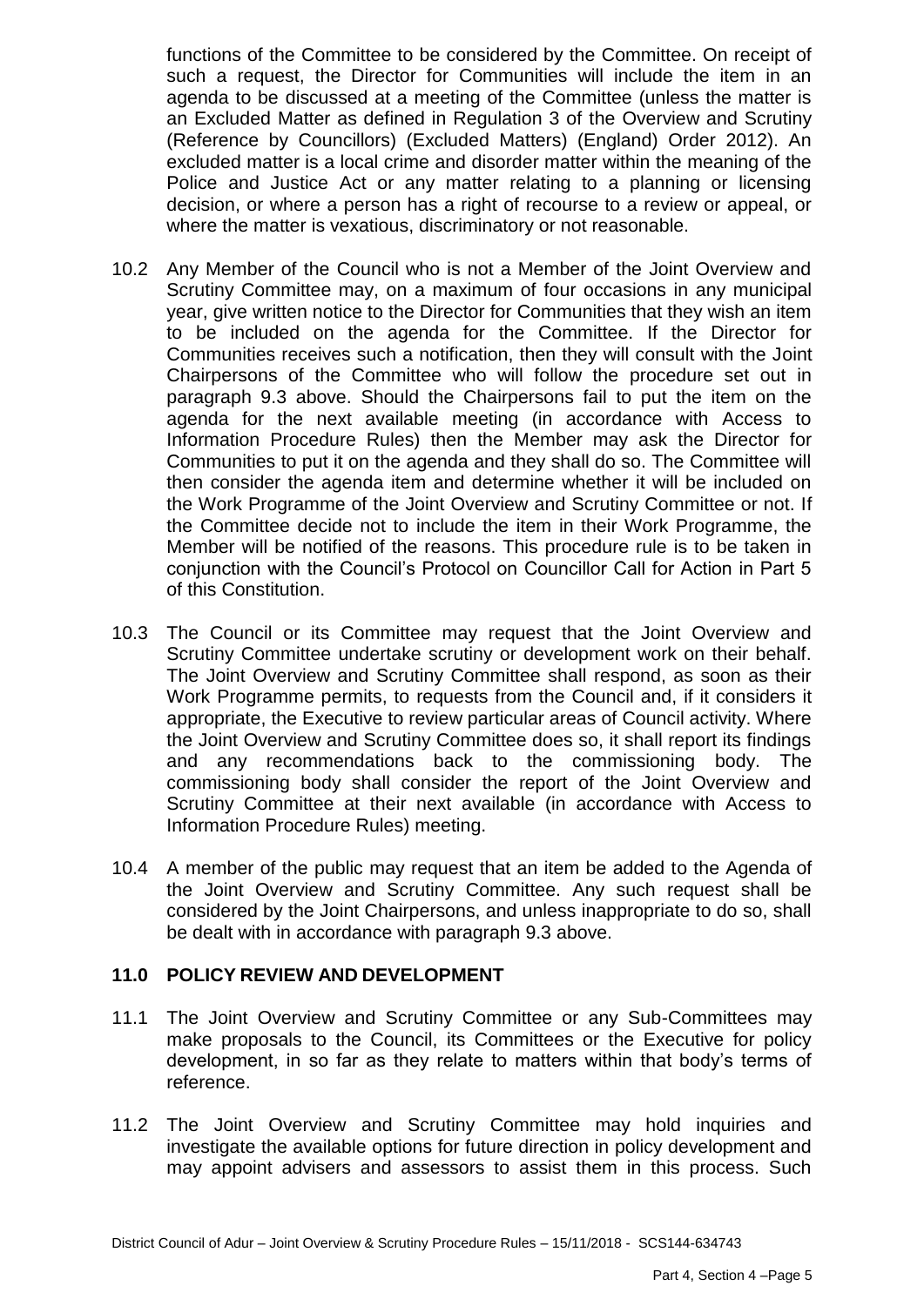functions of the Committee to be considered by the Committee. On receipt of such a request, the Director for Communities will include the item in an agenda to be discussed at a meeting of the Committee (unless the matter is an Excluded Matter as defined in Regulation 3 of the Overview and Scrutiny (Reference by Councillors) (Excluded Matters) (England) Order 2012). An excluded matter is a local crime and disorder matter within the meaning of the Police and Justice Act or any matter relating to a planning or licensing decision, or where a person has a right of recourse to a review or appeal, or where the matter is vexatious, discriminatory or not reasonable.

10.2 Any Member of the Council who is not a Member of the Joint Overview and Scrutiny Committee may, on a maximum of four occasions in any municipal year, give written notice to the Director for Communities that they wish an item to be included on the agenda for the Committee. If the Director for Communities receives such a notification, then they will consult with the Joint Chairpersons of the Committee who will follow the procedure set out in paragraph 9.3 above. Should the Chairpersons fail to put the item on the agenda for the next available meeting (in accordance with Access to Information Procedure Rules) then the Member may ask the Director for Communities to put it on the agenda and they shall do so. The Committee will then consider the agenda item and determine whether it will be included on the Work Programme of the Joint Overview and Scrutiny Committee or not. If the Committee decide not to include the item in their Work Programme, the Member will be notified of the reasons. This procedure rule is to be taken in conjunction with the Council's Protocol on Councillor Call for Action in Part 5 of this Constitution.

10.3 The Council or its Committee may request that the Joint Overview and Scrutiny Committee undertake scrutiny or development work on their behalf. The Joint Overview and Scrutiny Committee shall respond, as soon as their Work Programme permits, to requests from the Council and, if it considers it appropriate, the Executive to review particular areas of Council activity. Where the Joint Overview and Scrutiny Committee does so, it shall report its findings and any recommendations back to the commissioning body. The commissioning body shall consider the report of the Joint Overview and Scrutiny Committee at their next available (in accordance with Access to Information Procedure Rules) meeting.

10.4 A member of the public may request that an item be added to the Agenda of the Joint Overview and Scrutiny Committee. Any such request shall be considered by the Joint Chairpersons, and unless inappropriate to do so, shall be dealt with in accordance with paragraph 9.3 above.

## 11.0 POLICY REVIEW AND DEVELOPMENT

11.1 The Joint Overview and Scrutiny Committee or any Sub-Committees may make proposals to the Council, its Committees or the Executive for policy development, in so far as they relate to matters within that body's terms of reference.

11.2 The Joint Overview and Scrutiny Committee may hold inquiries and investigate the available options for future direction in policy development and may appoint advisers and assessors to assist them in this process. Such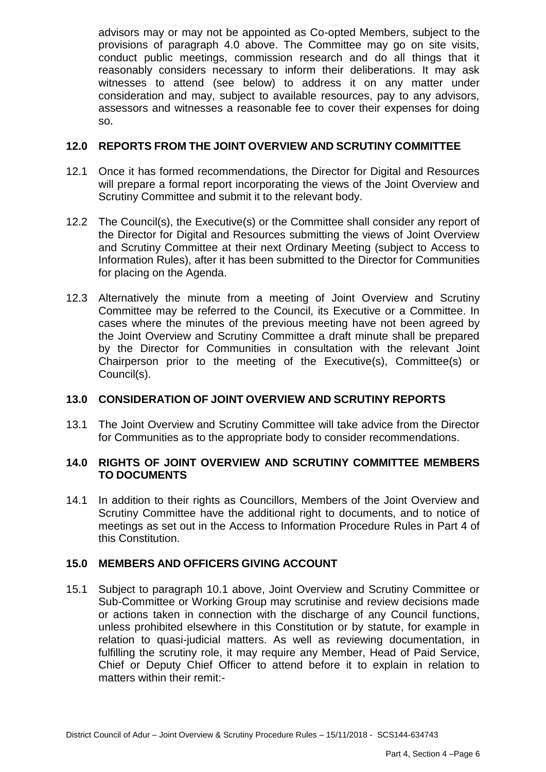advisors may or may not be appointed as Co-opted Members, subject to the provisions of paragraph 4.0 above. The Committee may go on site visits, conduct public meetings, commission research and do all things that it reasonably considers necessary to inform their deliberations. It may ask witnesses to attend (see below) to address it on any matter under consideration and may, subject to available resources, pay to any advisors, assessors and witnesses a reasonable fee to cover their expenses for doing so.

## 12.0 REPORTS FROM THE JOINT OVERVIEW AND SCRUTINY COMMITTEE

12.1 Once it has formed recommendations, the Director for Digital and Resources will prepare a formal report incorporating the views of the Joint Overview and Scrutiny Committee and submit it to the relevant body.

12.2 The Council(s), the Executive(s) or the Committee shall consider any report of the Director for Digital and Resources submitting the views of Joint Overview and Scrutiny Committee at their next Ordinary Meeting (subject to Access to Information Rules), after it has been submitted to the Director for Communities for placing on the Agenda.

12.3 Alternatively the minute from a meeting of Joint Overview and Scrutiny Committee may be referred to the Council, its Executive or a Committee. In cases where the minutes of the previous meeting have not been agreed by the Joint Overview and Scrutiny Committee a draft minute shall be prepared by the Director for Communities in consultation with the relevant Joint Chairperson prior to the meeting of the Executive(s), Committee(s) or Council(s).

## 13.0 CONSIDERATION OF JOINT OVERVIEW AND SCRUTINY REPORTS

13.1 The Joint Overview and Scrutiny Committee will take advice from the Director for Communities as to the appropriate body to consider recommendations.

## 14.0 RIGHTS OF JOINT OVERVIEW AND SCRUTINY COMMITTEE MEMBERS TO DOCUMENTS

14.1 In addition to their rights as Councillors, Members of the Joint Overview and Scrutiny Committee have the additional right to documents, and to notice of meetings as set out in the Access to Information Procedure Rules in Part 4 of this Constitution.

## 15.0 MEMBERS AND OFFICERS GIVING ACCOUNT

15.1 Subject to paragraph 10.1 above, Joint Overview and Scrutiny Committee or Sub-Committee or Working Group may scrutinise and review decisions made or actions taken in connection with the discharge of any Council functions, unless prohibited elsewhere in this Constitution or by statute, for example in relation to quasi-judicial matters. As well as reviewing documentation, in fulfilling the scrutiny role, it may require any Member, Head of Paid Service, Chief or Deputy Chief Officer to attend before it to explain in relation to matters within their remit:-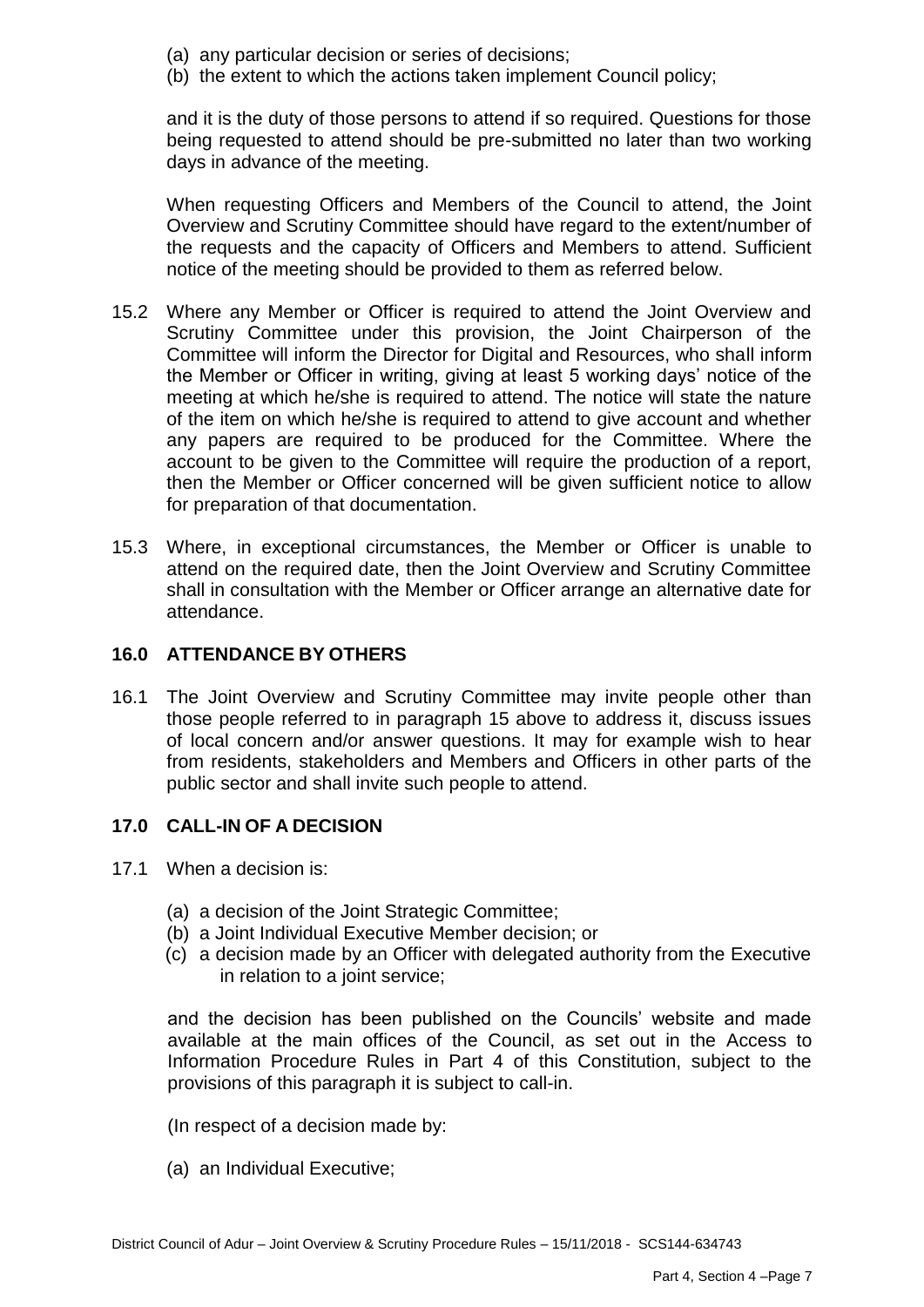(a) any particular decision or series of decisions;
(b) the extent to which the actions taken implement Council policy;

and it is the duty of those persons to attend if so required. Questions for those being requested to attend should be pre-submitted no later than two working days in advance of the meeting.

When requesting Officers and Members of the Council to attend, the Joint Overview and Scrutiny Committee should have regard to the extent/number of the requests and the capacity of Officers and Members to attend. Sufficient notice of the meeting should be provided to them as referred below.

15.2 Where any Member or Officer is required to attend the Joint Overview and Scrutiny Committee under this provision, the Joint Chairperson of the Committee will inform the Director for Digital and Resources, who shall inform the Member or Officer in writing, giving at least 5 working days' notice of the meeting at which he/she is required to attend. The notice will state the nature of the item on which he/she is required to attend to give account and whether any papers are required to be produced for the Committee. Where the account to be given to the Committee will require the production of a report, then the Member or Officer concerned will be given sufficient notice to allow for preparation of that documentation.

15.3 Where, in exceptional circumstances, the Member or Officer is unable to attend on the required date, then the Joint Overview and Scrutiny Committee shall in consultation with the Member or Officer arrange an alternative date for attendance.

## 16.0 ATTENDANCE BY OTHERS

16.1 The Joint Overview and Scrutiny Committee may invite people other than those people referred to in paragraph 15 above to address it, discuss issues of local concern and/or answer questions. It may for example wish to hear from residents, stakeholders and Members and Officers in other parts of the public sector and shall invite such people to attend.

## 17.0 CALL-IN OF A DECISION

17.1 When a decision is:

(a) a decision of the Joint Strategic Committee;
(b) a Joint Individual Executive Member decision; or
(c) a decision made by an Officer with delegated authority from the Executive in relation to a joint service;

and the decision has been published on the Councils' website and made available at the main offices of the Council, as set out in the Access to Information Procedure Rules in Part 4 of this Constitution, subject to the provisions of this paragraph it is subject to call-in.

(In respect of a decision made by:

(a) an Individual Executive;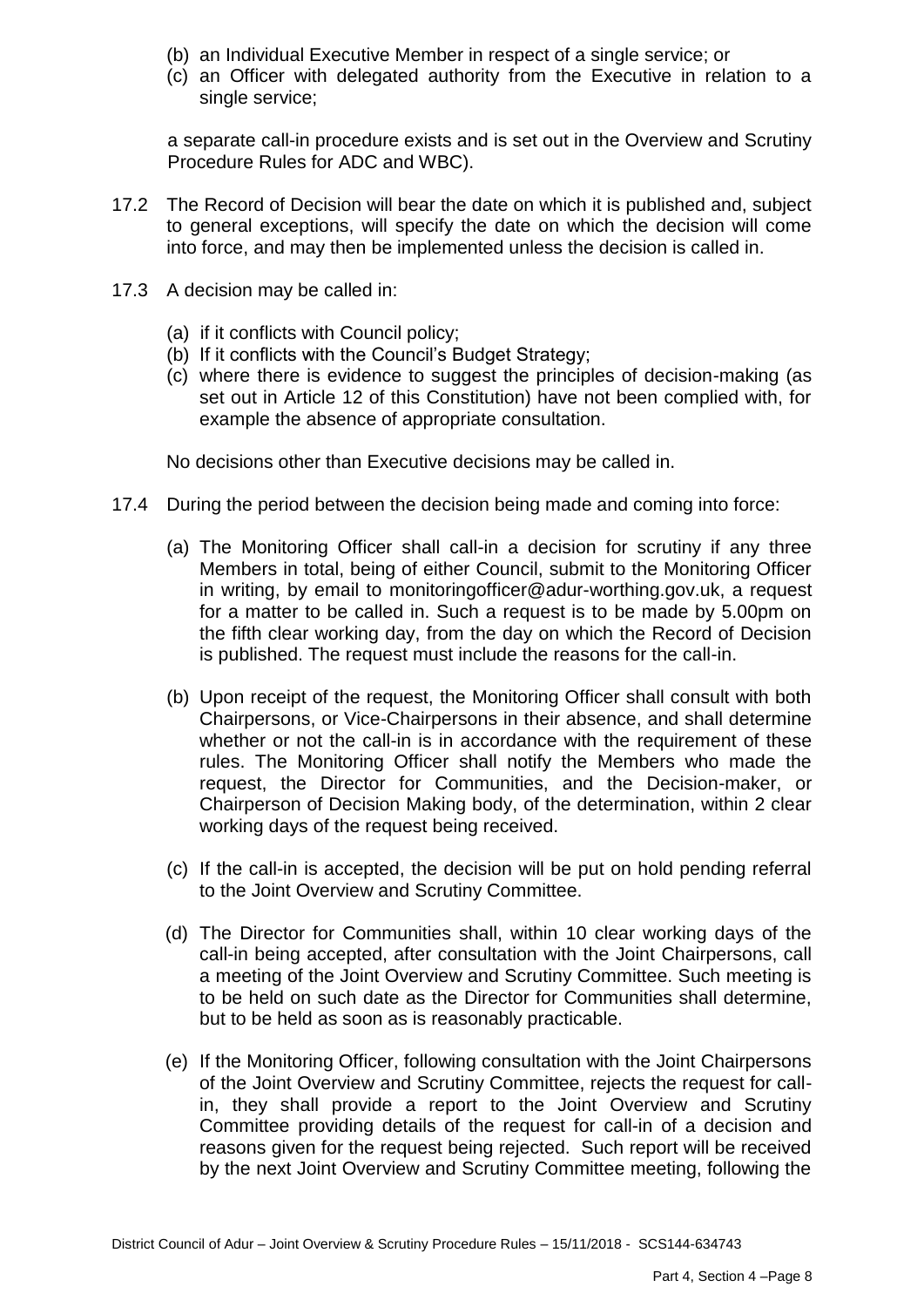(b) an Individual Executive Member in respect of a single service; or
(c) an Officer with delegated authority from the Executive in relation to a single service;

a separate call-in procedure exists and is set out in the Overview and Scrutiny Procedure Rules for ADC and WBC).

17.2 The Record of Decision will bear the date on which it is published and, subject to general exceptions, will specify the date on which the decision will come into force, and may then be implemented unless the decision is called in.

17.3 A decision may be called in:

(a) if it conflicts with Council policy;
(b) If it conflicts with the Council's Budget Strategy;
(c) where there is evidence to suggest the principles of decision-making (as set out in Article 12 of this Constitution) have not been complied with, for example the absence of appropriate consultation.

No decisions other than Executive decisions may be called in.

17.4 During the period between the decision being made and coming into force:

(a) The Monitoring Officer shall call-in a decision for scrutiny if any three Members in total, being of either Council, submit to the Monitoring Officer in writing, by email to monitoringofficer@adur-worthing.gov.uk, a request for a matter to be called in. Such a request is to be made by 5.00pm on the fifth clear working day, from the day on which the Record of Decision is published. The request must include the reasons for the call-in.

(b) Upon receipt of the request, the Monitoring Officer shall consult with both Chairpersons, or Vice-Chairpersons in their absence, and shall determine whether or not the call-in is in accordance with the requirement of these rules. The Monitoring Officer shall notify the Members who made the request, the Director for Communities, and the Decision-maker, or Chairperson of Decision Making body, of the determination, within 2 clear working days of the request being received.

(c) If the call-in is accepted, the decision will be put on hold pending referral to the Joint Overview and Scrutiny Committee.

(d) The Director for Communities shall, within 10 clear working days of the call-in being accepted, after consultation with the Joint Chairpersons, call a meeting of the Joint Overview and Scrutiny Committee. Such meeting is to be held on such date as the Director for Communities shall determine, but to be held as soon as is reasonably practicable.

(e) If the Monitoring Officer, following consultation with the Joint Chairpersons of the Joint Overview and Scrutiny Committee, rejects the request for call-in, they shall provide a report to the Joint Overview and Scrutiny Committee providing details of the request for call-in of a decision and reasons given for the request being rejected. Such report will be received by the next Joint Overview and Scrutiny Committee meeting, following the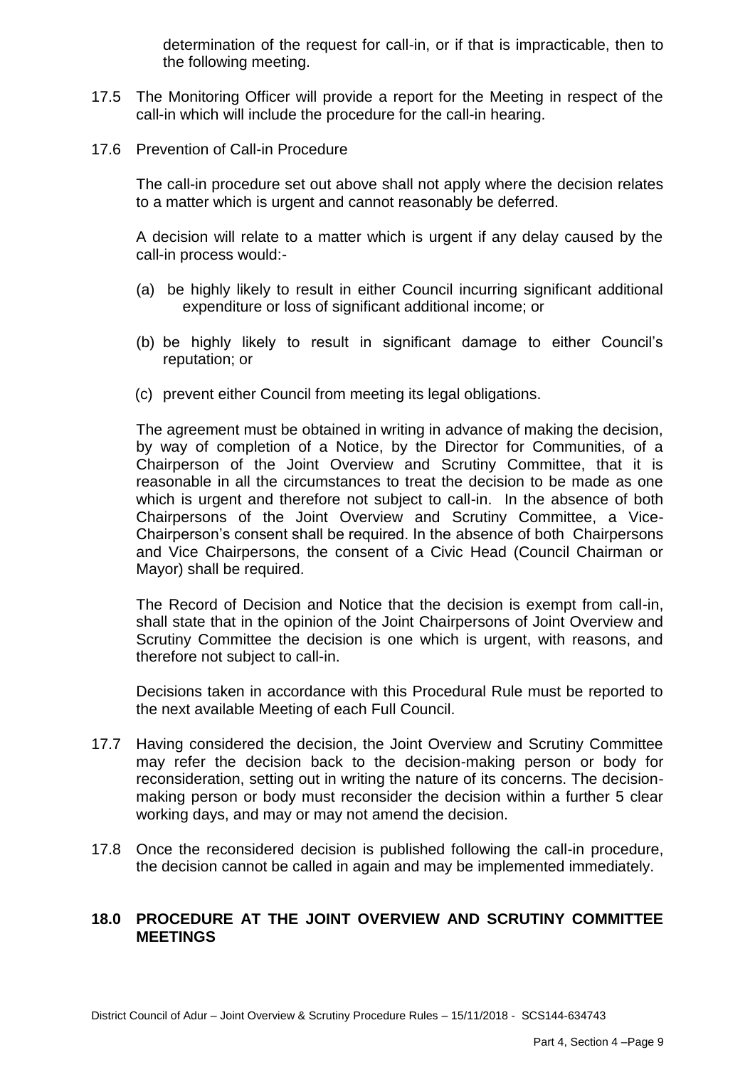determination of the request for call-in, or if that is impracticable, then to the following meeting.

17.5 The Monitoring Officer will provide a report for the Meeting in respect of the call-in which will include the procedure for the call-in hearing.

17.6 Prevention of Call-in Procedure

The call-in procedure set out above shall not apply where the decision relates to a matter which is urgent and cannot reasonably be deferred.

A decision will relate to a matter which is urgent if any delay caused by the call-in process would:-

(a) be highly likely to result in either Council incurring significant additional expenditure or loss of significant additional income; or

(b) be highly likely to result in significant damage to either Council's reputation; or

(c) prevent either Council from meeting its legal obligations.

The agreement must be obtained in writing in advance of making the decision, by way of completion of a Notice, by the Director for Communities, of a Chairperson of the Joint Overview and Scrutiny Committee, that it is reasonable in all the circumstances to treat the decision to be made as one which is urgent and therefore not subject to call-in. In the absence of both Chairpersons of the Joint Overview and Scrutiny Committee, a Vice-Chairperson's consent shall be required. In the absence of both Chairpersons and Vice Chairpersons, the consent of a Civic Head (Council Chairman or Mayor) shall be required.

The Record of Decision and Notice that the decision is exempt from call-in, shall state that in the opinion of the Joint Chairpersons of Joint Overview and Scrutiny Committee the decision is one which is urgent, with reasons, and therefore not subject to call-in.

Decisions taken in accordance with this Procedural Rule must be reported to the next available Meeting of each Full Council.

17.7 Having considered the decision, the Joint Overview and Scrutiny Committee may refer the decision back to the decision-making person or body for reconsideration, setting out in writing the nature of its concerns. The decision-making person or body must reconsider the decision within a further 5 clear working days, and may or may not amend the decision.

17.8 Once the reconsidered decision is published following the call-in procedure, the decision cannot be called in again and may be implemented immediately.

## 18.0 PROCEDURE AT THE JOINT OVERVIEW AND SCRUTINY COMMITTEE MEETINGS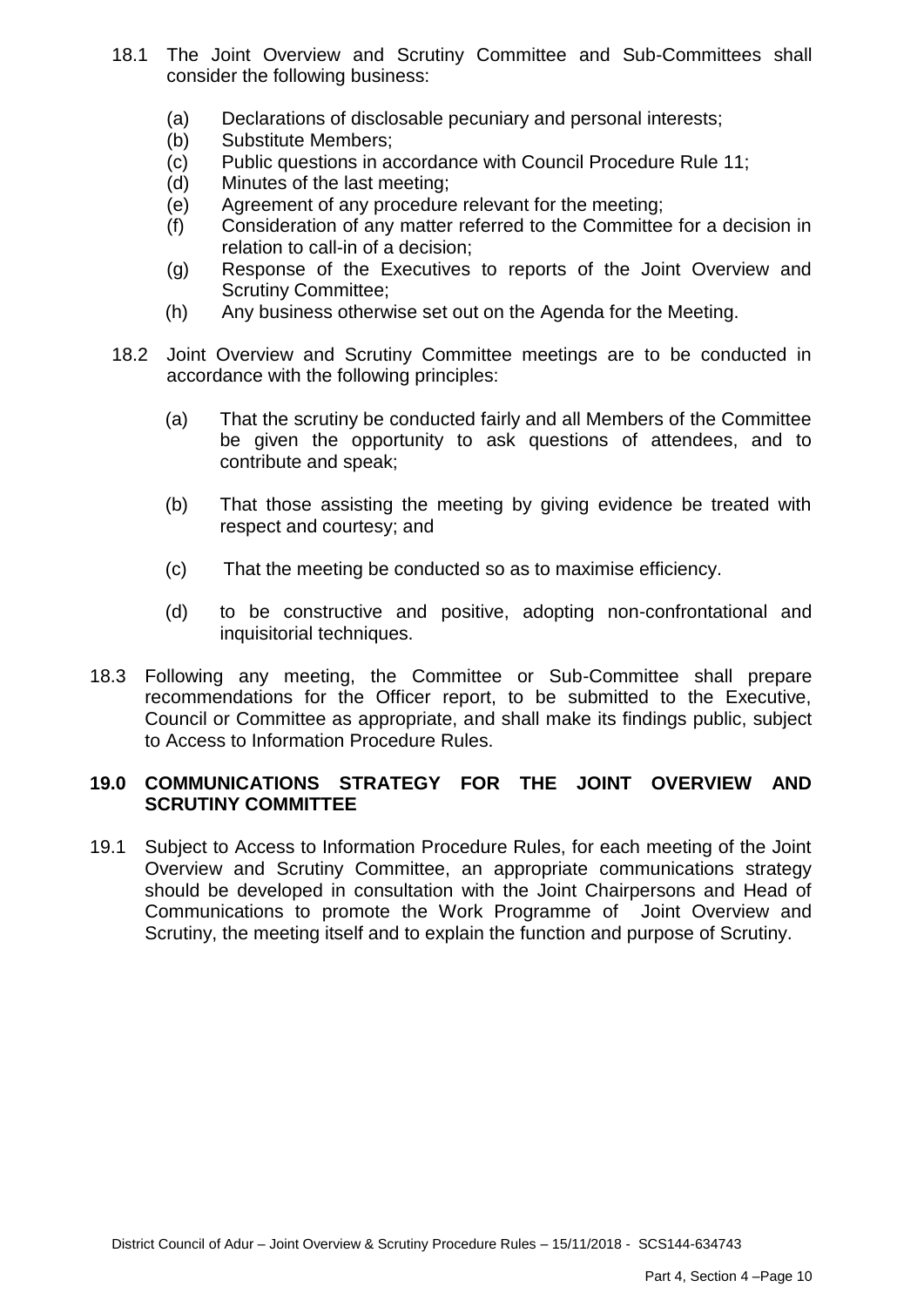18.1 The Joint Overview and Scrutiny Committee and Sub-Committees shall consider the following business:

(a) Declarations of disclosable pecuniary and personal interests;
(b) Substitute Members;
(c) Public questions in accordance with Council Procedure Rule 11;
(d) Minutes of the last meeting;
(e) Agreement of any procedure relevant for the meeting;
(f) Consideration of any matter referred to the Committee for a decision in relation to call-in of a decision;
(g) Response of the Executives to reports of the Joint Overview and Scrutiny Committee;
(h) Any business otherwise set out on the Agenda for the Meeting.

18.2 Joint Overview and Scrutiny Committee meetings are to be conducted in accordance with the following principles:

(a) That the scrutiny be conducted fairly and all Members of the Committee be given the opportunity to ask questions of attendees, and to contribute and speak;

(b) That those assisting the meeting by giving evidence be treated with respect and courtesy; and

(c) That the meeting be conducted so as to maximise efficiency.

(d) to be constructive and positive, adopting non-confrontational and inquisitorial techniques.

18.3 Following any meeting, the Committee or Sub-Committee shall prepare recommendations for the Officer report, to be submitted to the Executive, Council or Committee as appropriate, and shall make its findings public, subject to Access to Information Procedure Rules.

## 19.0 COMMUNICATIONS STRATEGY FOR THE JOINT OVERVIEW AND SCRUTINY COMMITTEE

19.1 Subject to Access to Information Procedure Rules, for each meeting of the Joint Overview and Scrutiny Committee, an appropriate communications strategy should be developed in consultation with the Joint Chairpersons and Head of Communications to promote the Work Programme of Joint Overview and Scrutiny, the meeting itself and to explain the function and purpose of Scrutiny.